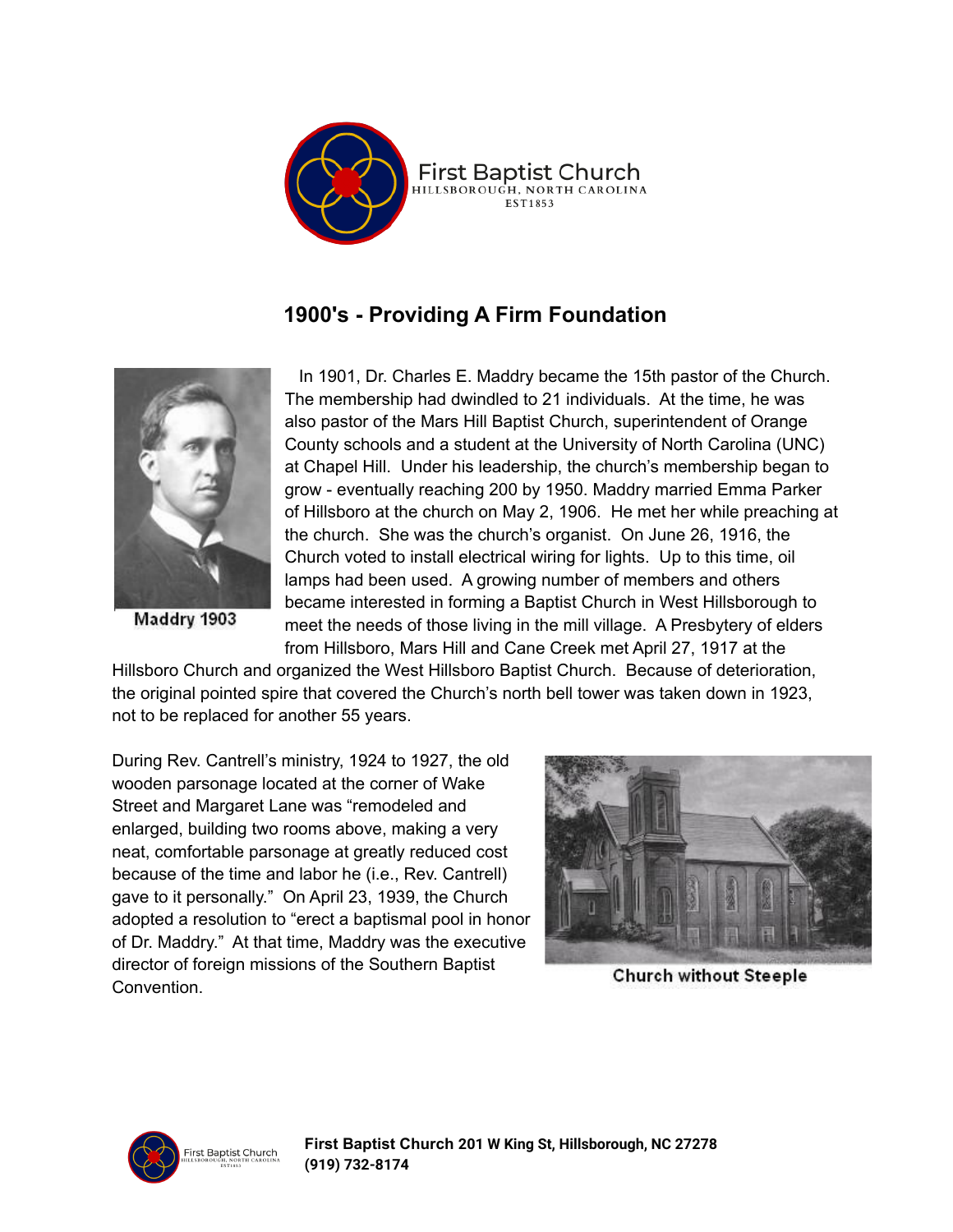First Baptist Church
HILLSBOROUGH, NORTH CAROLINA
EST1853

## 1900's - Providing A Firm Foundation

Maddry 1903

In 1901, Dr. Charles E. Maddry became the 15th pastor of the Church. The membership had dwindled to 21 individuals. At the time, he was also pastor of the Mars Hill Baptist Church, superintendent of Orange County schools and a student at the University of North Carolina (UNC) at Chapel Hill. Under his leadership, the church's membership began to grow - eventually reaching 200 by 1950. Maddry married Emma Parker of Hillsboro at the church on May 2, 1906. He met her while preaching at the church. She was the church's organist. On June 26, 1916, the Church voted to install electrical wiring for lights. Up to this time, oil lamps had been used. A growing number of members and others became interested in forming a Baptist Church in West Hillsborough to meet the needs of those living in the mill village. A Presbytery of elders from Hillsboro, Mars Hill and Cane Creek met April 27, 1917 at the Hillsboro Church and organized the West Hillsboro Baptist Church. Because of deterioration, the original pointed spire that covered the Church's north bell tower was taken down in 1923, not to be replaced for another 55 years.

During Rev. Cantrell's ministry, 1924 to 1927, the old wooden parsonage located at the corner of Wake Street and Margaret Lane was "remodeled and enlarged, building two rooms above, making a very neat, comfortable parsonage at greatly reduced cost because of the time and labor he (i.e., Rev. Cantrell) gave to it personally." On April 23, 1939, the Church adopted a resolution to "erect a baptismal pool in honor of Dr. Maddry." At that time, Maddry was the executive director of foreign missions of the Southern Baptist Convention.

Church without Steeple

**First Baptist Church 201 W King St, Hillsborough, NC 27278**
**(919) 732-8174**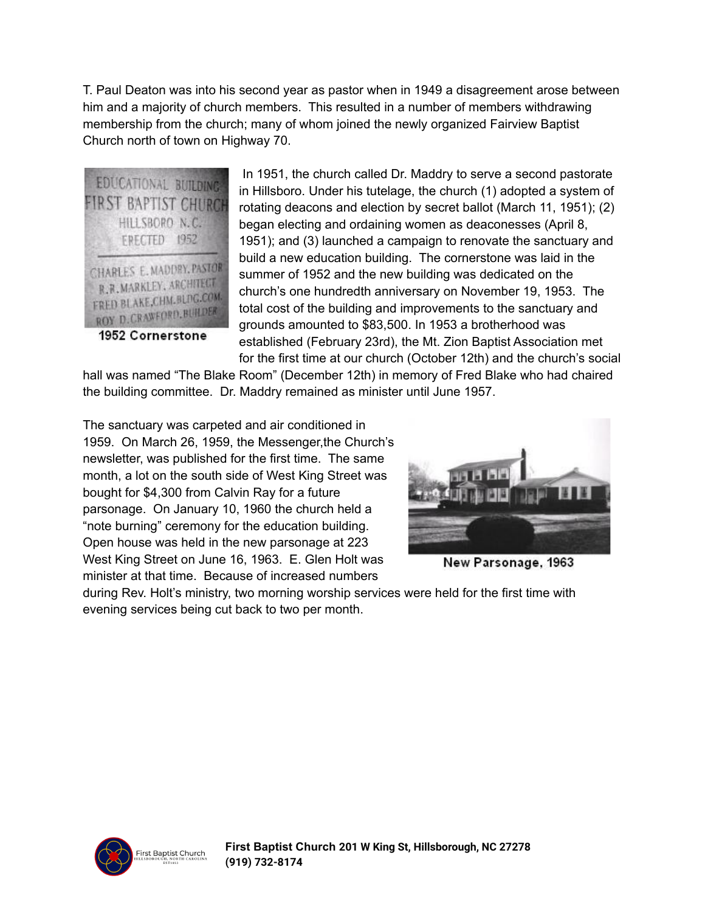T. Paul Deaton was into his second year as pastor when in 1949 a disagreement arose between him and a majority of church members. This resulted in a number of members withdrawing membership from the church; many of whom joined the newly organized Fairview Baptist Church north of town on Highway 70.

1952 Cornerstone

In 1951, the church called Dr. Maddry to serve a second pastorate in Hillsboro. Under his tutelage, the church (1) adopted a system of rotating deacons and election by secret ballot (March 11, 1951); (2) began electing and ordaining women as deaconesses (April 8, 1951); and (3) launched a campaign to renovate the sanctuary and build a new education building. The cornerstone was laid in the summer of 1952 and the new building was dedicated on the church's one hundredth anniversary on November 19, 1953. The total cost of the building and improvements to the sanctuary and grounds amounted to $83,500. In 1953 a brotherhood was established (February 23rd), the Mt. Zion Baptist Association met for the first time at our church (October 12th) and the church's social hall was named "The Blake Room" (December 12th) in memory of Fred Blake who had chaired the building committee. Dr. Maddry remained as minister until June 1957.

New Parsonage, 1963

The sanctuary was carpeted and air conditioned in 1959. On March 26, 1959, the Messenger,the Church's newsletter, was published for the first time. The same month, a lot on the south side of West King Street was bought for $4,300 from Calvin Ray for a future parsonage. On January 10, 1960 the church held a "note burning" ceremony for the education building. Open house was held in the new parsonage at 223 West King Street on June 16, 1963. E. Glen Holt was minister at that time. Because of increased numbers during Rev. Holt's ministry, two morning worship services were held for the first time with evening services being cut back to two per month.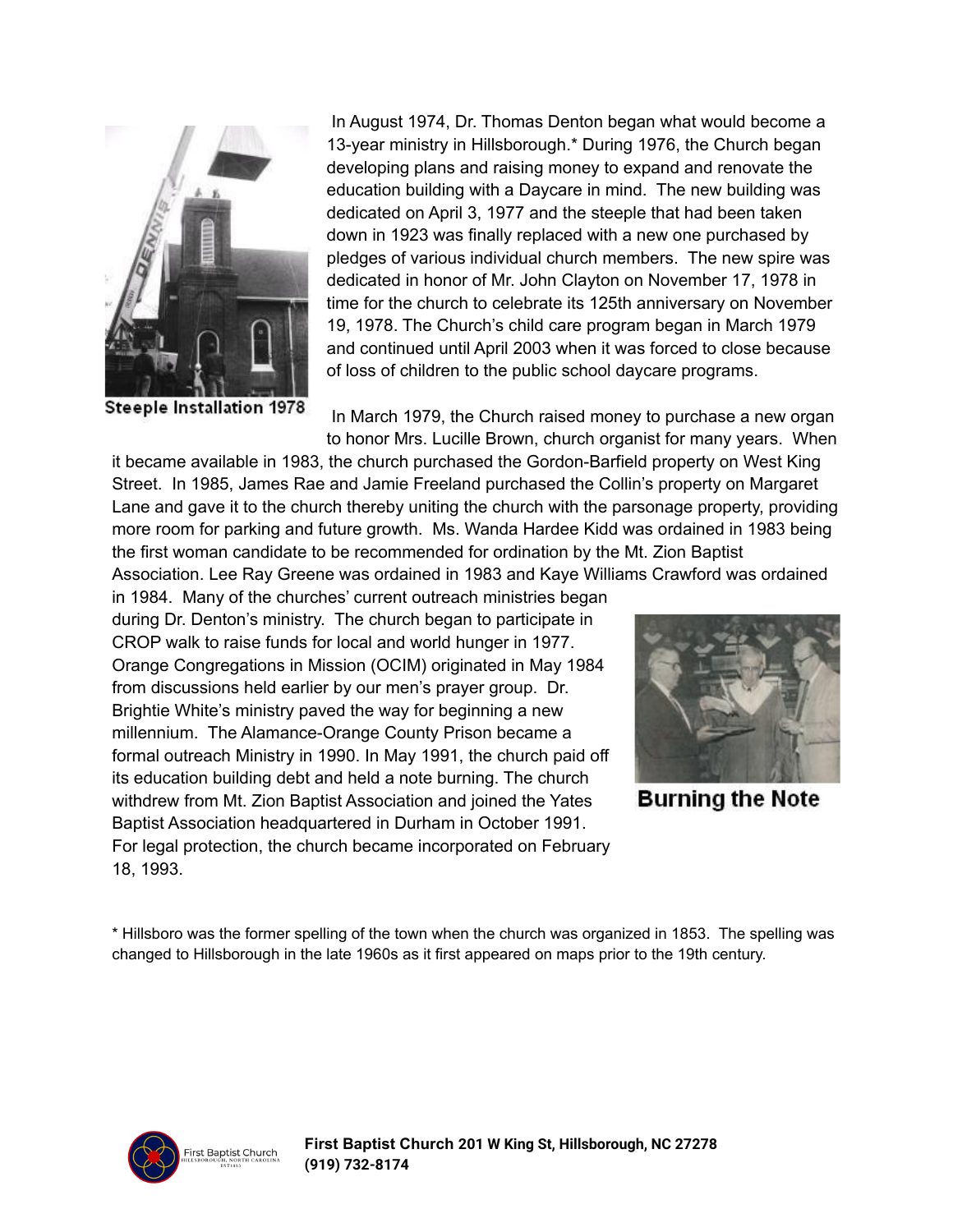In August 1974, Dr. Thomas Denton began what would become a 13-year ministry in Hillsborough.* During 1976, the Church began developing plans and raising money to expand and renovate the education building with a Daycare in mind. The new building was dedicated on April 3, 1977 and the steeple that had been taken down in 1923 was finally replaced with a new one purchased by pledges of various individual church members. The new spire was dedicated in honor of Mr. John Clayton on November 17, 1978 in time for the church to celebrate its 125th anniversary on November 19, 1978. The Church's child care program began in March 1979 and continued until April 2003 when it was forced to close because of loss of children to the public school daycare programs.

Steeple Installation 1978

In March 1979, the Church raised money to purchase a new organ to honor Mrs. Lucille Brown, church organist for many years. When it became available in 1983, the church purchased the Gordon-Barfield property on West King Street. In 1985, James Rae and Jamie Freeland purchased the Collin's property on Margaret Lane and gave it to the church thereby uniting the church with the parsonage property, providing more room for parking and future growth. Ms. Wanda Hardee Kidd was ordained in 1983 being the first woman candidate to be recommended for ordination by the Mt. Zion Baptist Association. Lee Ray Greene was ordained in 1983 and Kaye Williams Crawford was ordained in 1984. Many of the churches' current outreach ministries began during Dr. Denton's ministry. The church began to participate in CROP walk to raise funds for local and world hunger in 1977. Orange Congregations in Mission (OCIM) originated in May 1984 from discussions held earlier by our men's prayer group. Dr. Brightie White's ministry paved the way for beginning a new millennium. The Alamance-Orange County Prison became a formal outreach Ministry in 1990. In May 1991, the church paid off its education building debt and held a note burning. The church withdrew from Mt. Zion Baptist Association and joined the Yates Baptist Association headquartered in Durham in October 1991. For legal protection, the church became incorporated on February 18, 1993.

Burning the Note

* Hillsboro was the former spelling of the town when the church was organized in 1853. The spelling was changed to Hillsborough in the late 1960s as it first appeared on maps prior to the 19th century.

**First Baptist Church 201 W King St, Hillsborough, NC 27278**
**(919) 732-8174**